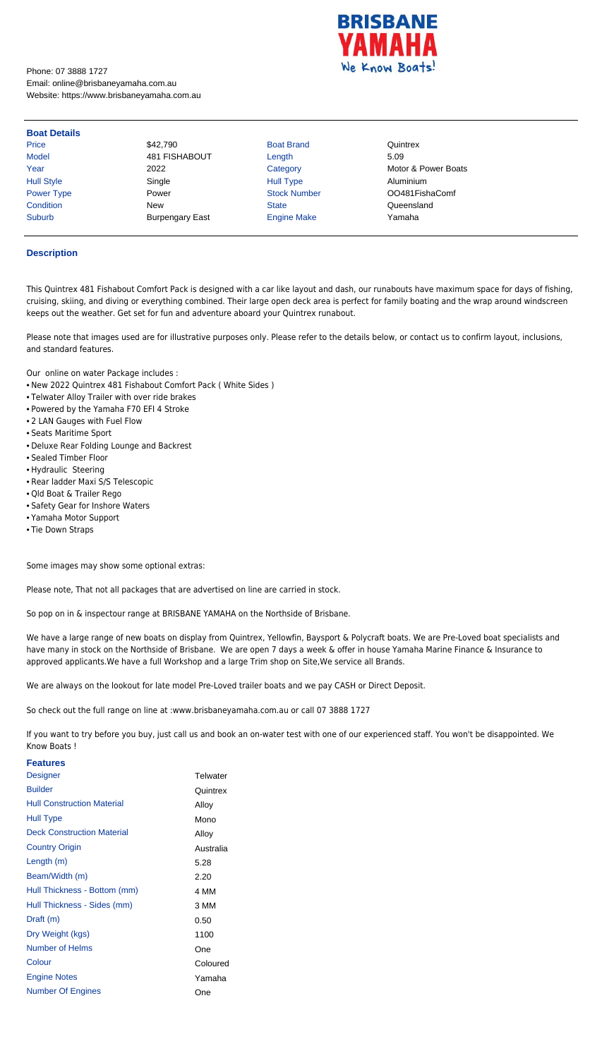**BRISBANE YAMAHA**
We Know Boats!

Phone: 07 3888 1727
Email: online@brisbaneyamaha.com.au
Website: https://www.brisbaneyamaha.com.au

## Boat Details

| | | | |
|---|---|---|---|
| Price | $42,790 | Boat Brand | Quintrex |
| Model | 481 FISHABOUT | Length | 5.09 |
| Year | 2022 | Category | Motor & Power Boats |
| Hull Style | Single | Hull Type | Aluminium |
| Power Type | Power | Stock Number | OO481FishaComf |
| Condition | New | State | Queensland |
| Suburb | Burpengary East | Engine Make | Yamaha |

## Description

This Quintrex 481 Fishabout Comfort Pack is designed with a car like layout and dash, our runabouts have maximum space for days of fishing, cruising, skiing, and diving or everything combined. Their large open deck area is perfect for family boating and the wrap around windscreen keeps out the weather. Get set for fun and adventure aboard your Quintrex runabout.

Please note that images used are for illustrative purposes only. Please refer to the details below, or contact us to confirm layout, inclusions, and standard features.

Our online on water Package includes :

- New 2022 Quintrex 481 Fishabout Comfort Pack ( White Sides )
- Telwater Alloy Trailer with over ride brakes
- Powered by the Yamaha F70 EFI 4 Stroke
- 2 LAN Gauges with Fuel Flow
- Seats Maritime Sport
- Deluxe Rear Folding Lounge and Backrest
- Sealed Timber Floor
- Hydraulic Steering
- Rear ladder Maxi S/S Telescopic
- Qld Boat & Trailer Rego
- Safety Gear for Inshore Waters
- Yamaha Motor Support
- Tie Down Straps

Some images may show some optional extras:

Please note, That not all packages that are advertised on line are carried in stock.

So pop on in & inspectour range at BRISBANE YAMAHA on the Northside of Brisbane.

We have a large range of new boats on display from Quintrex, Yellowfin, Baysport & Polycraft boats. We are Pre-Loved boat specialists and have many in stock on the Northside of Brisbane. We are open 7 days a week & offer in house Yamaha Marine Finance & Insurance to approved applicants.We have a full Workshop and a large Trim shop on Site,We service all Brands.

We are always on the lookout for late model Pre-Loved trailer boats and we pay CASH or Direct Deposit.

So check out the full range on line at :www.brisbaneyamaha.com.au or call 07 3888 1727

If you want to try before you buy, just call us and book an on-water test with one of our experienced staff. You won't be disappointed. We Know Boats !

## Features

| | |
|---|---|
| Designer | Telwater |
| Builder | Quintrex |
| Hull Construction Material | Alloy |
| Hull Type | Mono |
| Deck Construction Material | Alloy |
| Country Origin | Australia |
| Length (m) | 5.28 |
| Beam/Width (m) | 2.20 |
| Hull Thickness - Bottom (mm) | 4 MM |
| Hull Thickness - Sides (mm) | 3 MM |
| Draft (m) | 0.50 |
| Dry Weight (kgs) | 1100 |
| Number of Helms | One |
| Colour | Coloured |
| Engine Notes | Yamaha |
| Number Of Engines | One |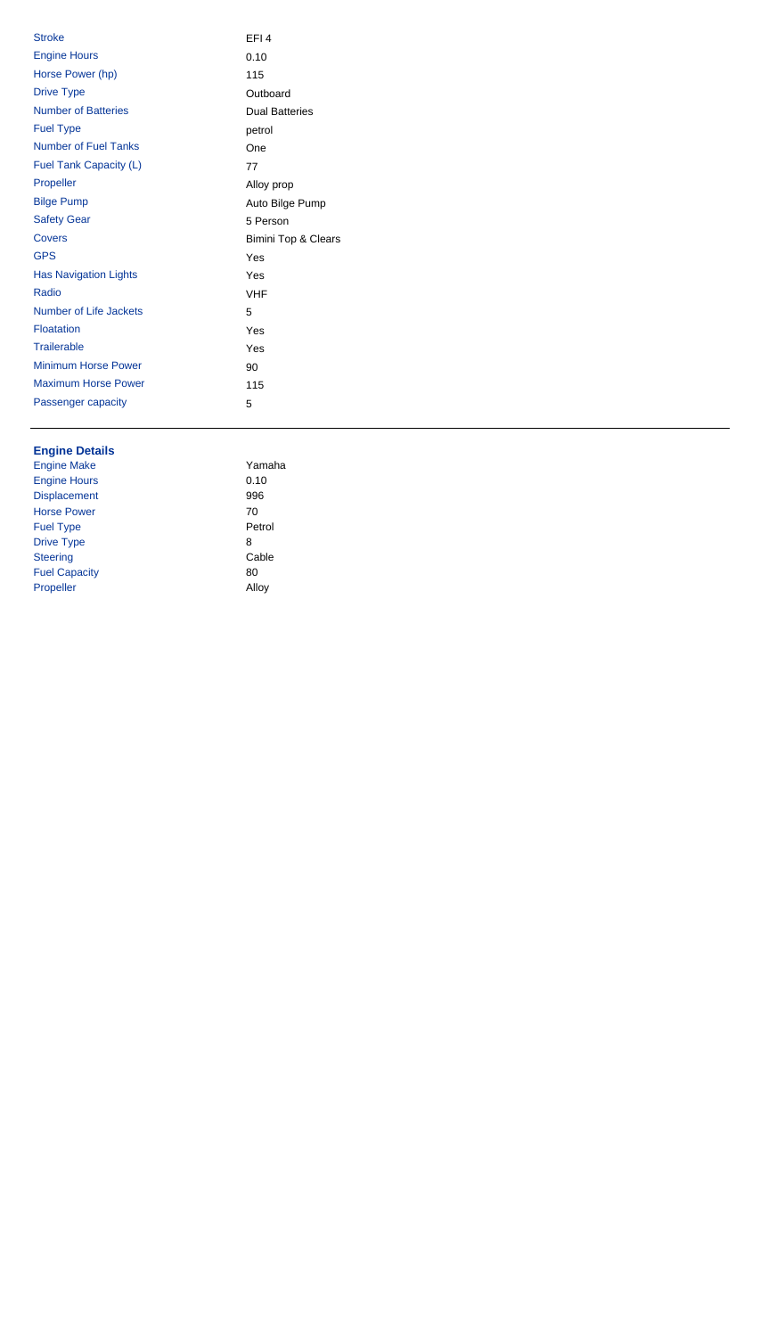| | |
|---|---|
| Stroke | EFI 4 |
| Engine Hours | 0.10 |
| Horse Power (hp) | 115 |
| Drive Type | Outboard |
| Number of Batteries | Dual Batteries |
| Fuel Type | petrol |
| Number of Fuel Tanks | One |
| Fuel Tank Capacity (L) | 77 |
| Propeller | Alloy prop |
| Bilge Pump | Auto Bilge Pump |
| Safety Gear | 5 Person |
| Covers | Bimini Top & Clears |
| GPS | Yes |
| Has Navigation Lights | Yes |
| Radio | VHF |
| Number of Life Jackets | 5 |
| Floatation | Yes |
| Trailerable | Yes |
| Minimum Horse Power | 90 |
| Maximum Horse Power | 115 |
| Passenger capacity | 5 |

## Engine Details

| | |
|---|---|
| Engine Make | Yamaha |
| Engine Hours | 0.10 |
| Displacement | 996 |
| Horse Power | 70 |
| Fuel Type | Petrol |
| Drive Type | 8 |
| Steering | Cable |
| Fuel Capacity | 80 |
| Propeller | Alloy |